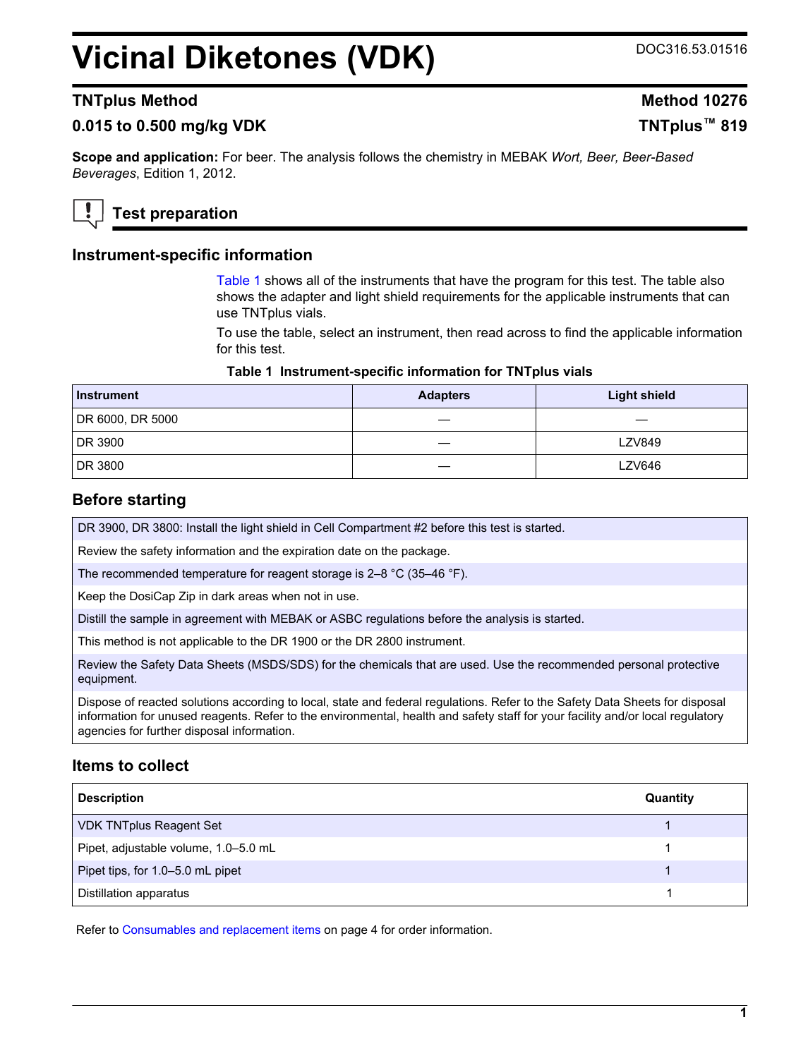# Vicinal Diketones (VDK)

DOC316.53.01516

## TNTplus Method

**Method 10276**

**0.015 to 0.500 mg/kg VDK**

**TNTplus™ 819**

**Scope and application:** For beer. The analysis follows the chemistry in MEBAK *Wort, Beer, Beer-Based Beverages*, Edition 1, 2012.

## Test preparation

### Instrument-specific information

Table 1 shows all of the instruments that have the program for this test. The table also shows the adapter and light shield requirements for the applicable instruments that can use TNTplus vials.

To use the table, select an instrument, then read across to find the applicable information for this test.

**Table 1 Instrument-specific information for TNTplus vials**

| Instrument | Adapters | Light shield |
| --- | --- | --- |
| DR 6000, DR 5000 | — | — |
| DR 3900 | — | LZV849 |
| DR 3800 | — | LZV646 |

### Before starting

DR 3900, DR 3800: Install the light shield in Cell Compartment #2 before this test is started.

Review the safety information and the expiration date on the package.

The recommended temperature for reagent storage is 2–8 °C (35–46 °F).

Keep the DosiCap Zip in dark areas when not in use.

Distill the sample in agreement with MEBAK or ASBC regulations before the analysis is started.

This method is not applicable to the DR 1900 or the DR 2800 instrument.

Review the Safety Data Sheets (MSDS/SDS) for the chemicals that are used. Use the recommended personal protective equipment.

Dispose of reacted solutions according to local, state and federal regulations. Refer to the Safety Data Sheets for disposal information for unused reagents. Refer to the environmental, health and safety staff for your facility and/or local regulatory agencies for further disposal information.

### Items to collect

| Description | Quantity |
| --- | --- |
| VDK TNTplus Reagent Set | 1 |
| Pipet, adjustable volume, 1.0–5.0 mL | 1 |
| Pipet tips, for 1.0–5.0 mL pipet | 1 |
| Distillation apparatus | 1 |

Refer to Consumables and replacement items on page 4 for order information.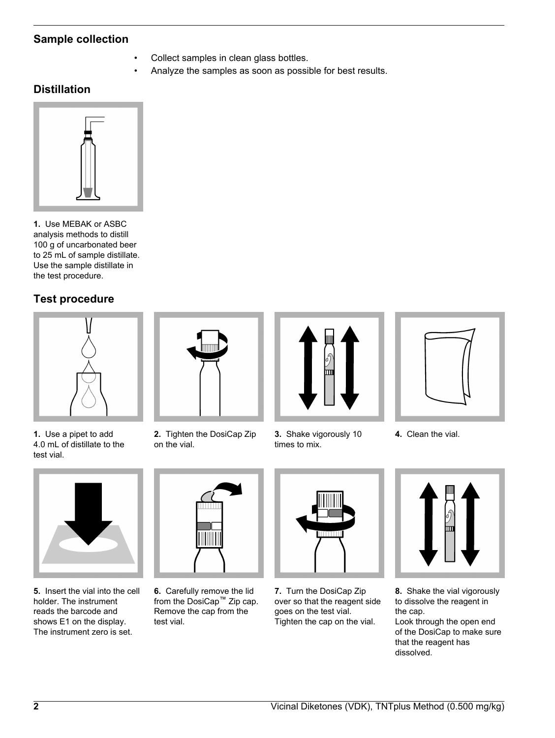## Sample collection

- Collect samples in clean glass bottles.
- Analyze the samples as soon as possible for best results.

## Distillation

**1.** Use MEBAK or ASBC analysis methods to distill 100 g of uncarbonated beer to 25 mL of sample distillate. Use the sample distillate in the test procedure.

## Test procedure

**1.** Use a pipet to add 4.0 mL of distillate to the test vial.

**2.** Tighten the DosiCap Zip on the vial.

**3.** Shake vigorously 10 times to mix.

**4.** Clean the vial.

**5.** Insert the vial into the cell holder. The instrument reads the barcode and shows E1 on the display. The instrument zero is set.

**6.** Carefully remove the lid from the DosiCap™ Zip cap. Remove the cap from the test vial.

**7.** Turn the DosiCap Zip over so that the reagent side goes on the test vial. Tighten the cap on the vial.

**8.** Shake the vial vigorously to dissolve the reagent in the cap.
Look through the open end of the DosiCap to make sure that the reagent has dissolved.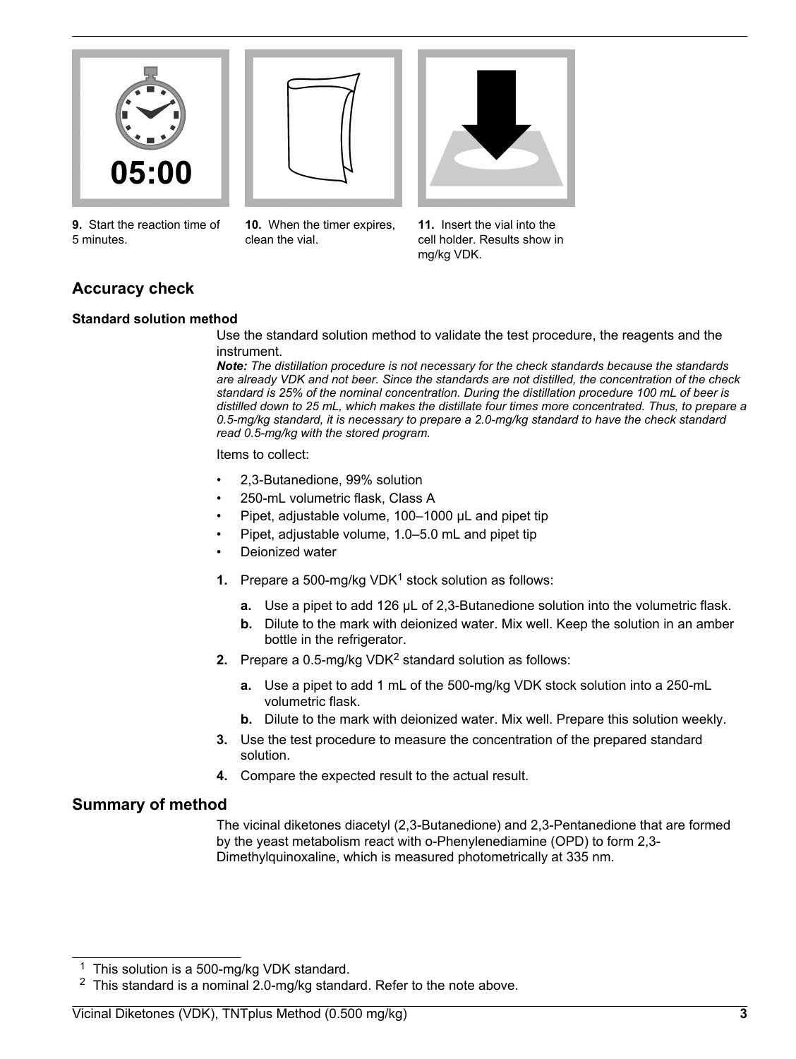9. Start the reaction time of 5 minutes.

10. When the timer expires, clean the vial.

11. Insert the vial into the cell holder. Results show in mg/kg VDK.

## Accuracy check

### Standard solution method

Use the standard solution method to validate the test procedure, the reagents and the instrument.

***Note:*** *The distillation procedure is not necessary for the check standards because the standards are already VDK and not beer. Since the standards are not distilled, the concentration of the check standard is 25% of the nominal concentration. During the distillation procedure 100 mL of beer is distilled down to 25 mL, which makes the distillate four times more concentrated. Thus, to prepare a 0.5-mg/kg standard, it is necessary to prepare a 2.0-mg/kg standard to have the check standard read 0.5-mg/kg with the stored program.*

Items to collect:

- 2,3-Butanedione, 99% solution
- 250-mL volumetric flask, Class A
- Pipet, adjustable volume, 100–1000 µL and pipet tip
- Pipet, adjustable volume, 1.0–5.0 mL and pipet tip
- Deionized water

1. Prepare a 500-mg/kg VDK[1] stock solution as follows:
   a. Use a pipet to add 126 µL of 2,3-Butanedione solution into the volumetric flask.
   b. Dilute to the mark with deionized water. Mix well. Keep the solution in an amber bottle in the refrigerator.
2. Prepare a 0.5-mg/kg VDK[2] standard solution as follows:
   a. Use a pipet to add 1 mL of the 500-mg/kg VDK stock solution into a 250-mL volumetric flask.
   b. Dilute to the mark with deionized water. Mix well. Prepare this solution weekly.
3. Use the test procedure to measure the concentration of the prepared standard solution.
4. Compare the expected result to the actual result.

## Summary of method

The vicinal diketones diacetyl (2,3-Butanedione) and 2,3-Pentanedione that are formed by the yeast metabolism react with o-Phenylenediamine (OPD) to form 2,3-Dimethylquinoxaline, which is measured photometrically at 335 nm.

[1] This solution is a 500-mg/kg VDK standard.

[2] This standard is a nominal 2.0-mg/kg standard. Refer to the note above.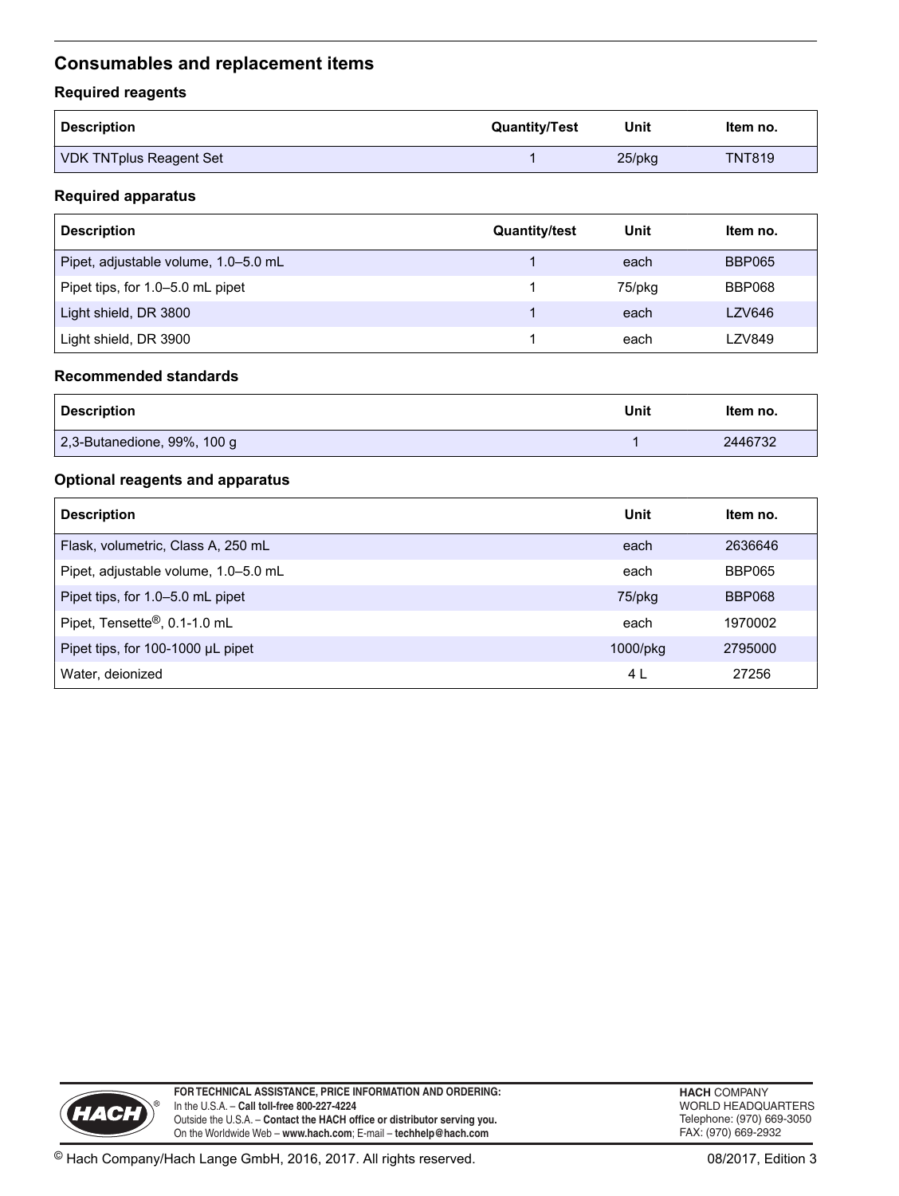## Consumables and replacement items

### Required reagents

| Description | Quantity/Test | Unit | Item no. |
|---|---|---|---|
| VDK TNTplus Reagent Set | 1 | 25/pkg | TNT819 |

### Required apparatus

| Description | Quantity/test | Unit | Item no. |
|---|---|---|---|
| Pipet, adjustable volume, 1.0–5.0 mL | 1 | each | BBP065 |
| Pipet tips, for 1.0–5.0 mL pipet | 1 | 75/pkg | BBP068 |
| Light shield, DR 3800 | 1 | each | LZV646 |
| Light shield, DR 3900 | 1 | each | LZV849 |

### Recommended standards

| Description | Unit | Item no. |
|---|---|---|
| 2,3-Butanedione, 99%, 100 g | 1 | 2446732 |

### Optional reagents and apparatus

| Description | Unit | Item no. |
|---|---|---|
| Flask, volumetric, Class A, 250 mL | each | 2636646 |
| Pipet, adjustable volume, 1.0–5.0 mL | each | BBP065 |
| Pipet tips, for 1.0–5.0 mL pipet | 75/pkg | BBP068 |
| Pipet, Tensette®, 0.1-1.0 mL | each | 1970002 |
| Pipet tips, for 100-1000 µL pipet | 1000/pkg | 2795000 |
| Water, deionized | 4 L | 27256 |

**FOR TECHNICAL ASSISTANCE, PRICE INFORMATION AND ORDERING:**
In the U.S.A. – **Call toll-free 800-227-4224**
Outside the U.S.A. – **Contact the HACH office or distributor serving you.**
On the Worldwide Web – **www.hach.com**; E-mail – **techhelp@hach.com**

**HACH** COMPANY
WORLD HEADQUARTERS
Telephone: (970) 669-3050
FAX: (970) 669-2932

© Hach Company/Hach Lange GmbH, 2016, 2017. All rights reserved.

08/2017, Edition 3